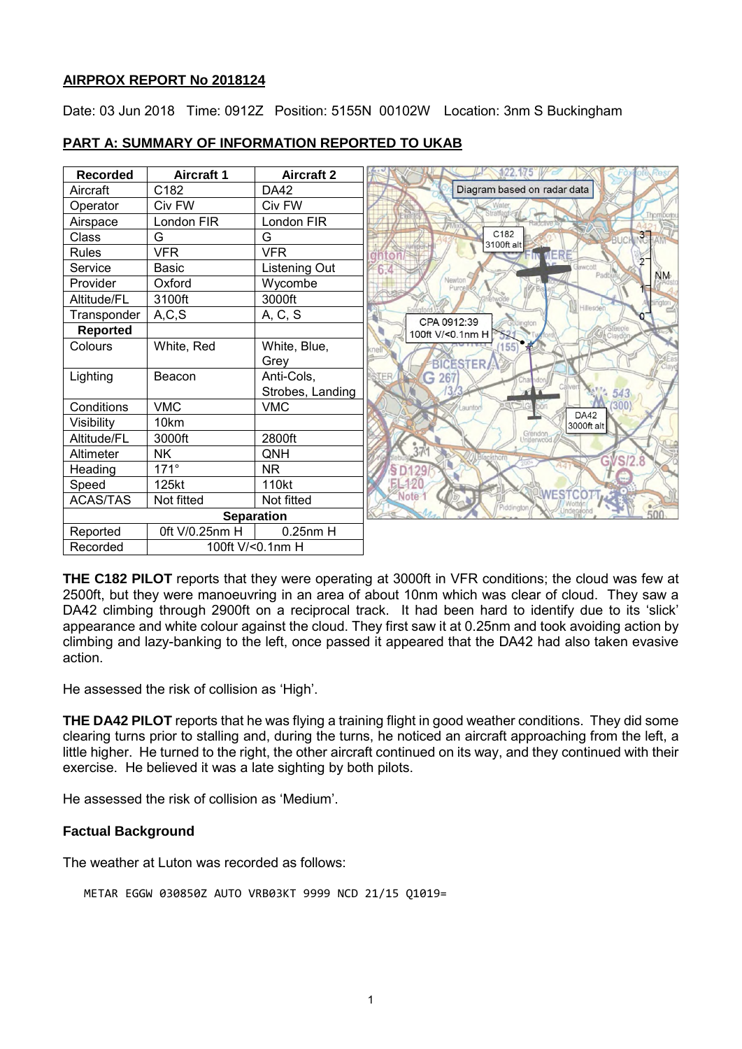**AIRPROX REPORT No 2018124**

Date: 03 Jun 2018 Time: 0912Z Position: 5155N 00102W Location: 3nm S Buckingham

**PART A: SUMMARY OF INFORMATION REPORTED TO UKAB**

| Recorded | Aircraft 1 | Aircraft 2 |
|---|---|---|
| Aircraft | C182 | DA42 |
| Operator | Civ FW | Civ FW |
| Airspace | London FIR | London FIR |
| Class | G | G |
| Rules | VFR | VFR |
| Service | Basic | Listening Out |
| Provider | Oxford | Wycombe |
| Altitude/FL | 3100ft | 3000ft |
| Transponder | A,C,S | A, C, S |
| **Reported** | | |
| Colours | White, Red | White, Blue, Grey |
| Lighting | Beacon | Anti-Cols, Strobes, Landing |
| Conditions | VMC | VMC |
| Visibility | 10km | |
| Altitude/FL | 3000ft | 2800ft |
| Altimeter | NK | QNH |
| Heading | 171° | NR |
| Speed | 125kt | 110kt |
| ACAS/TAS | Not fitted | Not fitted |
| **Separation** | | |
| Reported | 0ft V/0.25nm H | 0.25nm H |
| Recorded | 100ft V/<0.1nm H | |

Diagram based on radar data

C182 3100ft alt

CPA 0912:39 100ft V/<0.1nm H

DA42 3000ft alt

**THE C182 PILOT** reports that they were operating at 3000ft in VFR conditions; the cloud was few at 2500ft, but they were manoeuvring in an area of about 10nm which was clear of cloud. They saw a DA42 climbing through 2900ft on a reciprocal track. It had been hard to identify due to its 'slick' appearance and white colour against the cloud. They first saw it at 0.25nm and took avoiding action by climbing and lazy-banking to the left, once passed it appeared that the DA42 had also taken evasive action.

He assessed the risk of collision as 'High'.

**THE DA42 PILOT** reports that he was flying a training flight in good weather conditions. They did some clearing turns prior to stalling and, during the turns, he noticed an aircraft approaching from the left, a little higher. He turned to the right, the other aircraft continued on its way, and they continued with their exercise. He believed it was a late sighting by both pilots.

He assessed the risk of collision as 'Medium'.

**Factual Background**

The weather at Luton was recorded as follows:

```
METAR EGGW 030850Z AUTO VRB03KT 9999 NCD 21/15 Q1019=
```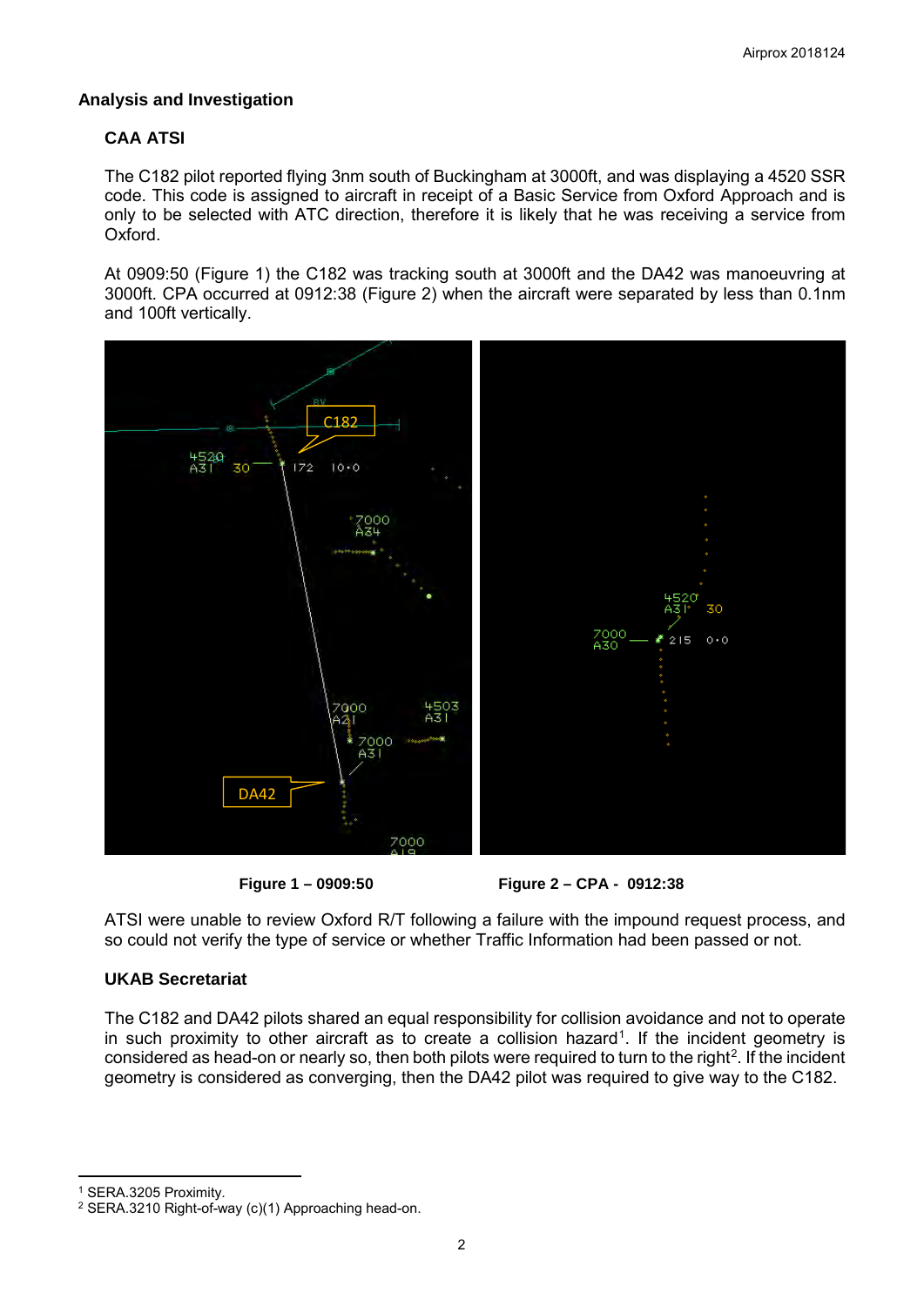## Analysis and Investigation

### CAA ATSI

The C182 pilot reported flying 3nm south of Buckingham at 3000ft, and was displaying a 4520 SSR code. This code is assigned to aircraft in receipt of a Basic Service from Oxford Approach and is only to be selected with ATC direction, therefore it is likely that he was receiving a service from Oxford.

At 0909:50 (Figure 1) the C182 was tracking south at 3000ft and the DA42 was manoeuvring at 3000ft. CPA occurred at 0912:38 (Figure 2) when the aircraft were separated by less than 0.1nm and 100ft vertically.

**Figure 1 – 0909:50**

**Figure 2 – CPA - 0912:38**

ATSI were unable to review Oxford R/T following a failure with the impound request process, and so could not verify the type of service or whether Traffic Information had been passed or not.

### UKAB Secretariat

The C182 and DA42 pilots shared an equal responsibility for collision avoidance and not to operate in such proximity to other aircraft as to create a collision hazard[1]. If the incident geometry is considered as head-on or nearly so, then both pilots were required to turn to the right[2]. If the incident geometry is considered as converging, then the DA42 pilot was required to give way to the C182.

---

[1] SERA.3205 Proximity.

[2] SERA.3210 Right-of-way (c)(1) Approaching head-on.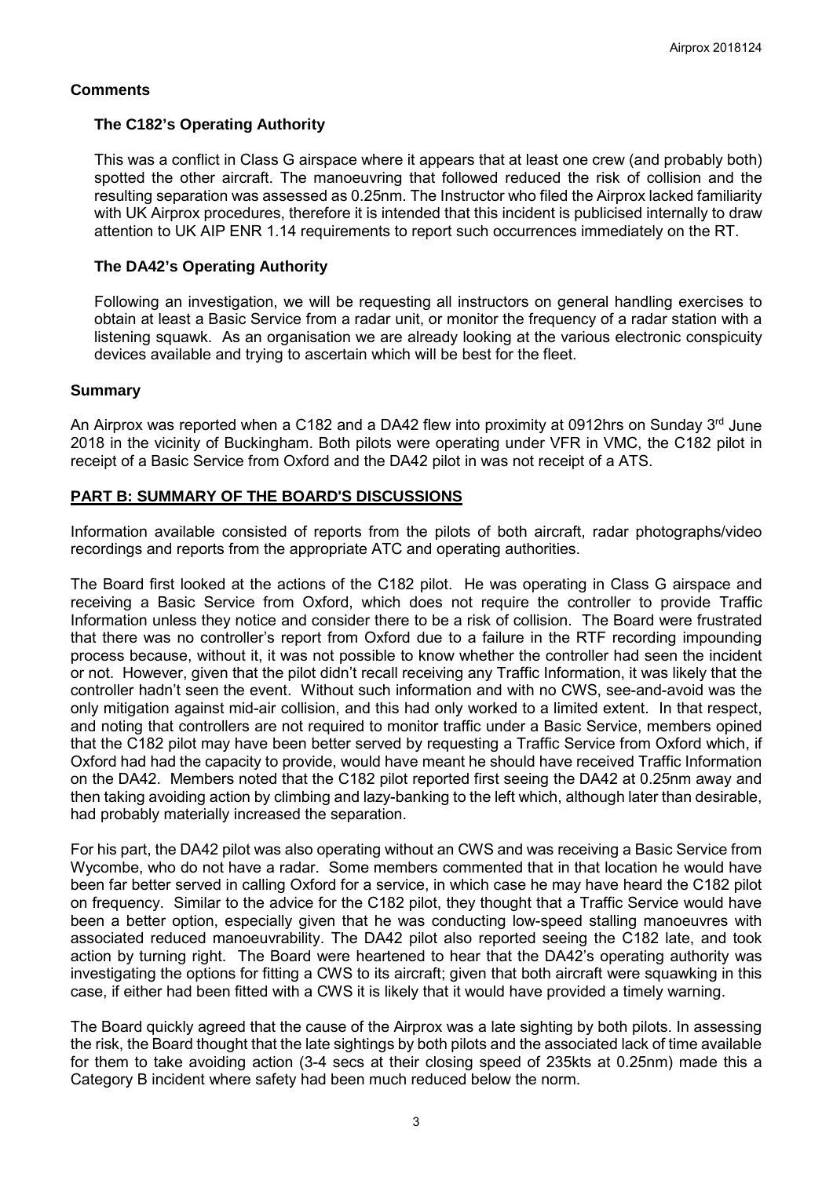## Comments

### The C182's Operating Authority

This was a conflict in Class G airspace where it appears that at least one crew (and probably both) spotted the other aircraft. The manoeuvring that followed reduced the risk of collision and the resulting separation was assessed as 0.25nm. The Instructor who filed the Airprox lacked familiarity with UK Airprox procedures, therefore it is intended that this incident is publicised internally to draw attention to UK AIP ENR 1.14 requirements to report such occurrences immediately on the RT.

### The DA42's Operating Authority

Following an investigation, we will be requesting all instructors on general handling exercises to obtain at least a Basic Service from a radar unit, or monitor the frequency of a radar station with a listening squawk. As an organisation we are already looking at the various electronic conspicuity devices available and trying to ascertain which will be best for the fleet.

## Summary

An Airprox was reported when a C182 and a DA42 flew into proximity at 0912hrs on Sunday 3rd June 2018 in the vicinity of Buckingham. Both pilots were operating under VFR in VMC, the C182 pilot in receipt of a Basic Service from Oxford and the DA42 pilot in was not receipt of a ATS.

## PART B: SUMMARY OF THE BOARD'S DISCUSSIONS

Information available consisted of reports from the pilots of both aircraft, radar photographs/video recordings and reports from the appropriate ATC and operating authorities.

The Board first looked at the actions of the C182 pilot. He was operating in Class G airspace and receiving a Basic Service from Oxford, which does not require the controller to provide Traffic Information unless they notice and consider there to be a risk of collision. The Board were frustrated that there was no controller's report from Oxford due to a failure in the RTF recording impounding process because, without it, it was not possible to know whether the controller had seen the incident or not. However, given that the pilot didn't recall receiving any Traffic Information, it was likely that the controller hadn't seen the event. Without such information and with no CWS, see-and-avoid was the only mitigation against mid-air collision, and this had only worked to a limited extent. In that respect, and noting that controllers are not required to monitor traffic under a Basic Service, members opined that the C182 pilot may have been better served by requesting a Traffic Service from Oxford which, if Oxford had had the capacity to provide, would have meant he should have received Traffic Information on the DA42. Members noted that the C182 pilot reported first seeing the DA42 at 0.25nm away and then taking avoiding action by climbing and lazy-banking to the left which, although later than desirable, had probably materially increased the separation.

For his part, the DA42 pilot was also operating without an CWS and was receiving a Basic Service from Wycombe, who do not have a radar. Some members commented that in that location he would have been far better served in calling Oxford for a service, in which case he may have heard the C182 pilot on frequency. Similar to the advice for the C182 pilot, they thought that a Traffic Service would have been a better option, especially given that he was conducting low-speed stalling manoeuvres with associated reduced manoeuvrability. The DA42 pilot also reported seeing the C182 late, and took action by turning right. The Board were heartened to hear that the DA42's operating authority was investigating the options for fitting a CWS to its aircraft; given that both aircraft were squawking in this case, if either had been fitted with a CWS it is likely that it would have provided a timely warning.

The Board quickly agreed that the cause of the Airprox was a late sighting by both pilots. In assessing the risk, the Board thought that the late sightings by both pilots and the associated lack of time available for them to take avoiding action (3-4 secs at their closing speed of 235kts at 0.25nm) made this a Category B incident where safety had been much reduced below the norm.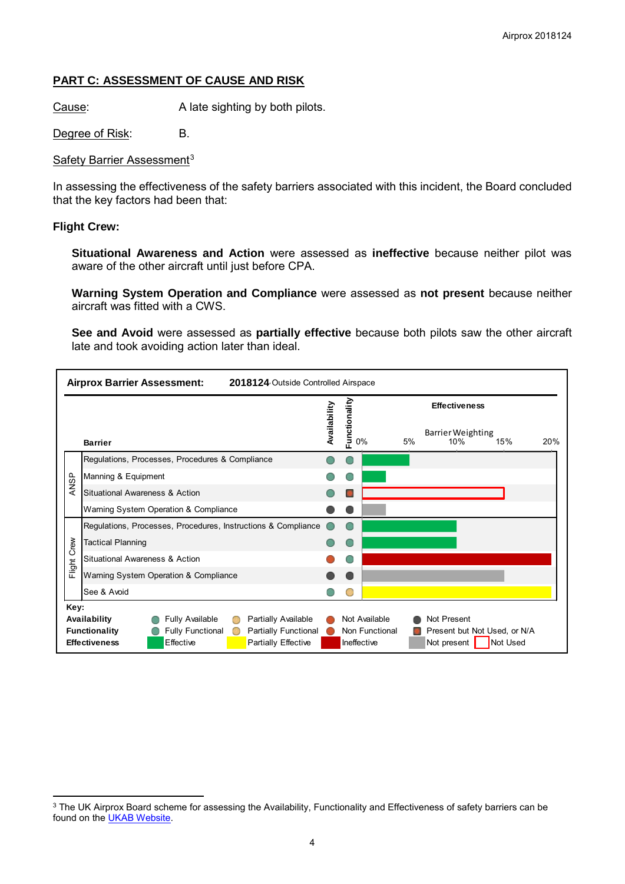## PART C: ASSESSMENT OF CAUSE AND RISK

Cause: A late sighting by both pilots.

Degree of Risk: B.

Safety Barrier Assessment[3]

In assessing the effectiveness of the safety barriers associated with this incident, the Board concluded that the key factors had been that:

**Flight Crew:**

**Situational Awareness and Action** were assessed as **ineffective** because neither pilot was aware of the other aircraft until just before CPA.

**Warning System Operation and Compliance** were assessed as **not present** because neither aircraft was fitted with a CWS.

**See and Avoid** were assessed as **partially effective** because both pilots saw the other aircraft late and took avoiding action later than ideal.

Airprox Barrier Assessment: 2018124 Outside Controlled Airspace

Barrier
Availability
Functionality
Effectiveness
Barrier Weighting
0%
5%
10%
15%
20%

ANSP
Regulations, Processes, Procedures & Compliance
Manning & Equipment
Situational Awareness & Action
Warning System Operation & Compliance

Flight Crew
Regulations, Processes, Procedures, Instructions & Compliance
Tactical Planning
Situational Awareness & Action
Warning System Operation & Compliance
See & Avoid

Key:
Availability: Fully Available, Partially Available, Not Available, Not Present
Functionality: Fully Functional, Partially Functional, Non Functional, Present but Not Used, or N/A
Effectiveness: Effective, Partially Effective, Ineffective, Not present, Not Used

[3] The UK Airprox Board scheme for assessing the Availability, Functionality and Effectiveness of safety barriers can be found on the UKAB Website.